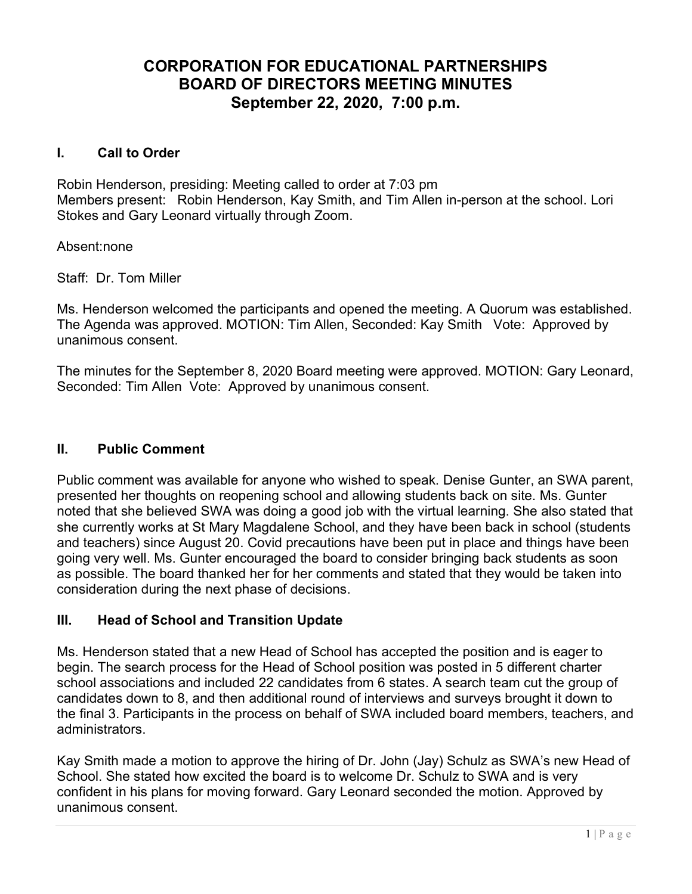# CORPORATION FOR EDUCATIONAL PARTNERSHIPS
# BOARD OF DIRECTORS MEETING MINUTES
# September 22, 2020, 7:00 p.m.

## I. Call to Order

Robin Henderson, presiding: Meeting called to order at 7:03 pm
Members present: Robin Henderson, Kay Smith, and Tim Allen in-person at the school. Lori Stokes and Gary Leonard virtually through Zoom.

Absent:none

Staff: Dr. Tom Miller

Ms. Henderson welcomed the participants and opened the meeting. A Quorum was established. The Agenda was approved. MOTION: Tim Allen, Seconded: Kay Smith Vote: Approved by unanimous consent.

The minutes for the September 8, 2020 Board meeting were approved. MOTION: Gary Leonard, Seconded: Tim Allen Vote: Approved by unanimous consent.

## II. Public Comment

Public comment was available for anyone who wished to speak. Denise Gunter, an SWA parent, presented her thoughts on reopening school and allowing students back on site. Ms. Gunter noted that she believed SWA was doing a good job with the virtual learning. She also stated that she currently works at St Mary Magdalene School, and they have been back in school (students and teachers) since August 20. Covid precautions have been put in place and things have been going very well. Ms. Gunter encouraged the board to consider bringing back students as soon as possible. The board thanked her for her comments and stated that they would be taken into consideration during the next phase of decisions.

## III. Head of School and Transition Update

Ms. Henderson stated that a new Head of School has accepted the position and is eager to begin. The search process for the Head of School position was posted in 5 different charter school associations and included 22 candidates from 6 states. A search team cut the group of candidates down to 8, and then additional round of interviews and surveys brought it down to the final 3. Participants in the process on behalf of SWA included board members, teachers, and administrators.

Kay Smith made a motion to approve the hiring of Dr. John (Jay) Schulz as SWA's new Head of School. She stated how excited the board is to welcome Dr. Schulz to SWA and is very confident in his plans for moving forward. Gary Leonard seconded the motion. Approved by unanimous consent.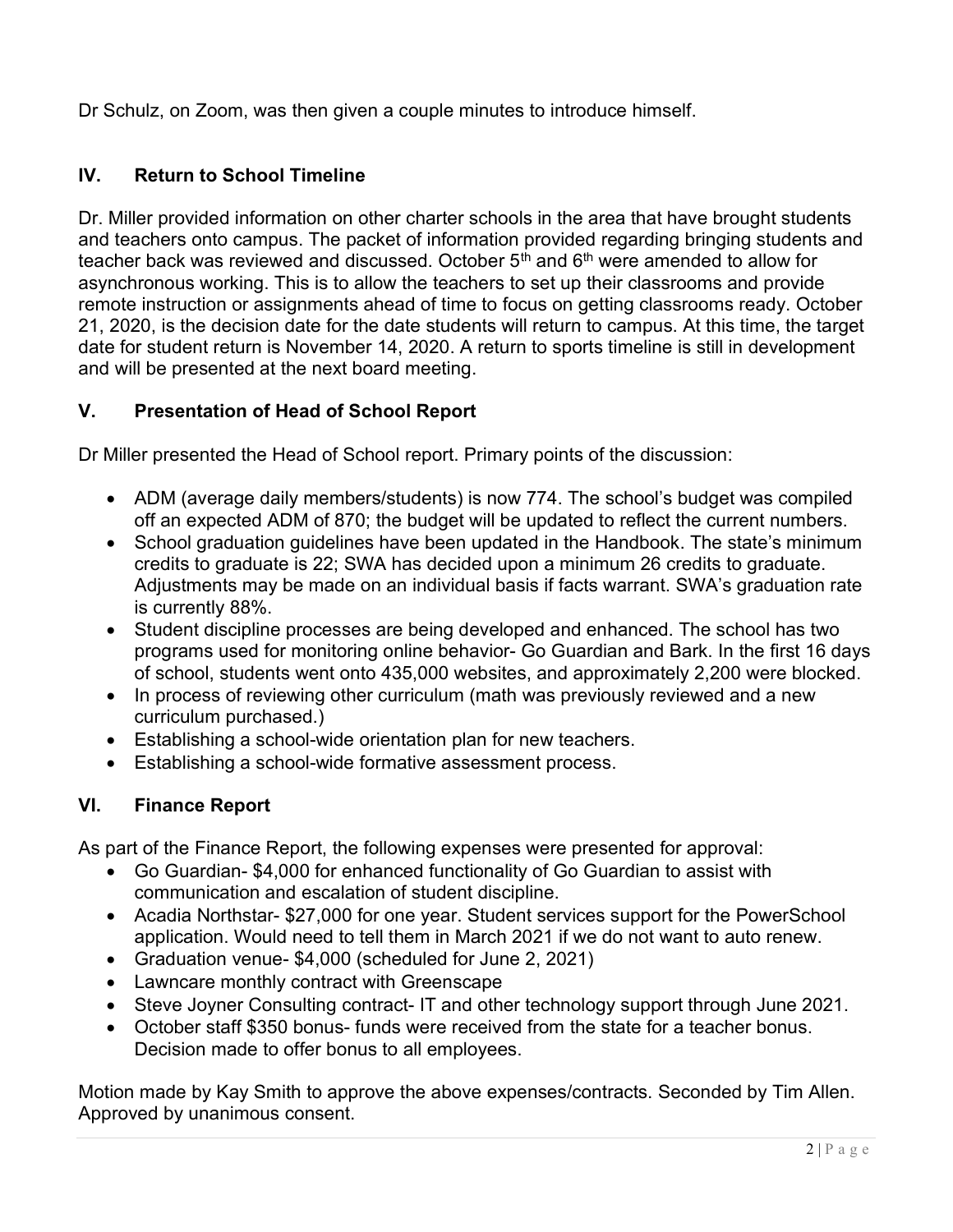Dr Schulz, on Zoom, was then given a couple minutes to introduce himself.

## IV. Return to School Timeline

Dr. Miller provided information on other charter schools in the area that have brought students and teachers onto campus. The packet of information provided regarding bringing students and teacher back was reviewed and discussed. October 5th and 6th were amended to allow for asynchronous working. This is to allow the teachers to set up their classrooms and provide remote instruction or assignments ahead of time to focus on getting classrooms ready. October 21, 2020, is the decision date for the date students will return to campus. At this time, the target date for student return is November 14, 2020. A return to sports timeline is still in development and will be presented at the next board meeting.

## V. Presentation of Head of School Report

Dr Miller presented the Head of School report. Primary points of the discussion:

- ADM (average daily members/students) is now 774. The school's budget was compiled off an expected ADM of 870; the budget will be updated to reflect the current numbers.
- School graduation guidelines have been updated in the Handbook. The state's minimum credits to graduate is 22; SWA has decided upon a minimum 26 credits to graduate. Adjustments may be made on an individual basis if facts warrant. SWA's graduation rate is currently 88%.
- Student discipline processes are being developed and enhanced. The school has two programs used for monitoring online behavior- Go Guardian and Bark. In the first 16 days of school, students went onto 435,000 websites, and approximately 2,200 were blocked.
- In process of reviewing other curriculum (math was previously reviewed and a new curriculum purchased.)
- Establishing a school-wide orientation plan for new teachers.
- Establishing a school-wide formative assessment process.

## VI. Finance Report

As part of the Finance Report, the following expenses were presented for approval:

- Go Guardian- $4,000 for enhanced functionality of Go Guardian to assist with communication and escalation of student discipline.
- Acadia Northstar- $27,000 for one year. Student services support for the PowerSchool application. Would need to tell them in March 2021 if we do not want to auto renew.
- Graduation venue- $4,000 (scheduled for June 2, 2021)
- Lawncare monthly contract with Greenscape
- Steve Joyner Consulting contract- IT and other technology support through June 2021.
- October staff $350 bonus- funds were received from the state for a teacher bonus. Decision made to offer bonus to all employees.

Motion made by Kay Smith to approve the above expenses/contracts. Seconded by Tim Allen. Approved by unanimous consent.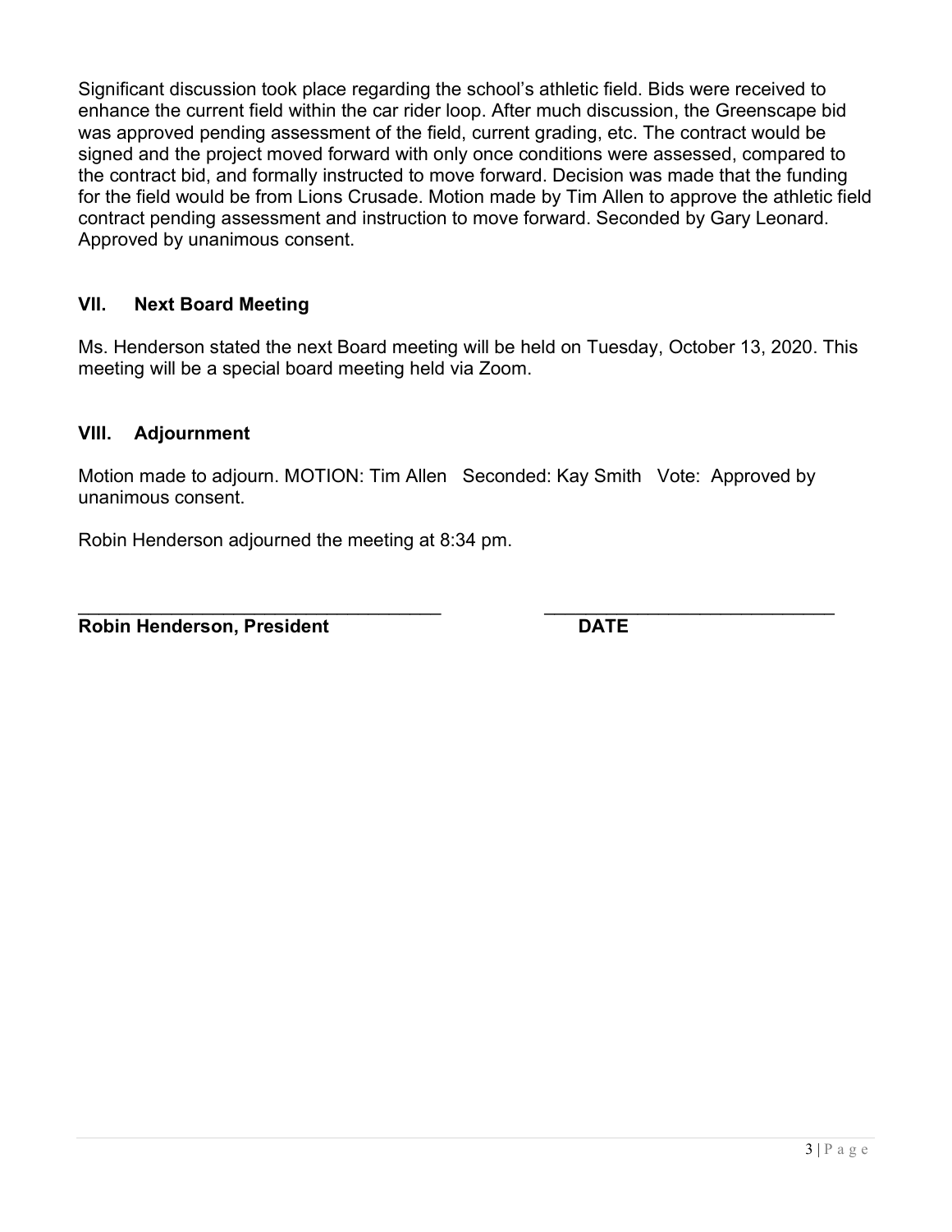Significant discussion took place regarding the school's athletic field. Bids were received to enhance the current field within the car rider loop. After much discussion, the Greenscape bid was approved pending assessment of the field, current grading, etc. The contract would be signed and the project moved forward with only once conditions were assessed, compared to the contract bid, and formally instructed to move forward. Decision was made that the funding for the field would be from Lions Crusade. Motion made by Tim Allen to approve the athletic field contract pending assessment and instruction to move forward. Seconded by Gary Leonard. Approved by unanimous consent.

## VII. Next Board Meeting

Ms. Henderson stated the next Board meeting will be held on Tuesday, October 13, 2020. This meeting will be a special board meeting held via Zoom.

## VIII. Adjournment

Motion made to adjourn. MOTION: Tim Allen Seconded: Kay Smith Vote: Approved by unanimous consent.

Robin Henderson adjourned the meeting at 8:34 pm.

_____________________________________ _____________________________

**Robin Henderson, President** **DATE**